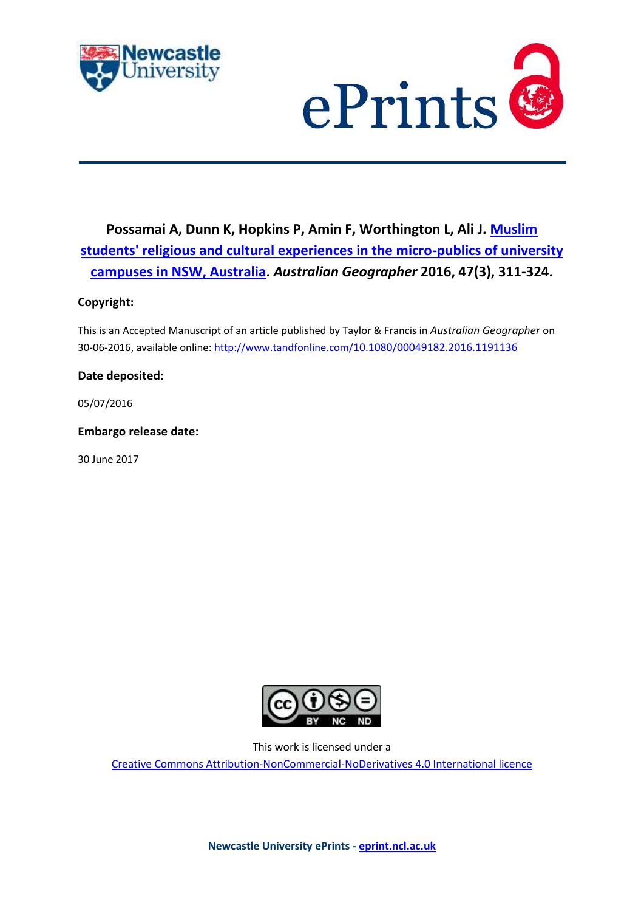**Possamai A, Dunn K, Hopkins P, Amin F, Worthington L, Ali J. Muslim students' religious and cultural experiences in the micro-publics of university campuses in NSW, Australia. *Australian Geographer* 2016, 47(3), 311-324.**

**Copyright:**

This is an Accepted Manuscript of an article published by Taylor & Francis in *Australian Geographer* on 30-06-2016, available online: http://www.tandfonline.com/10.1080/00049182.2016.1191136

**Date deposited:**

05/07/2016

**Embargo release date:**

30 June 2017

This work is licensed under a
Creative Commons Attribution-NonCommercial-NoDerivatives 4.0 International licence

**Newcastle University ePrints - eprint.ncl.ac.uk**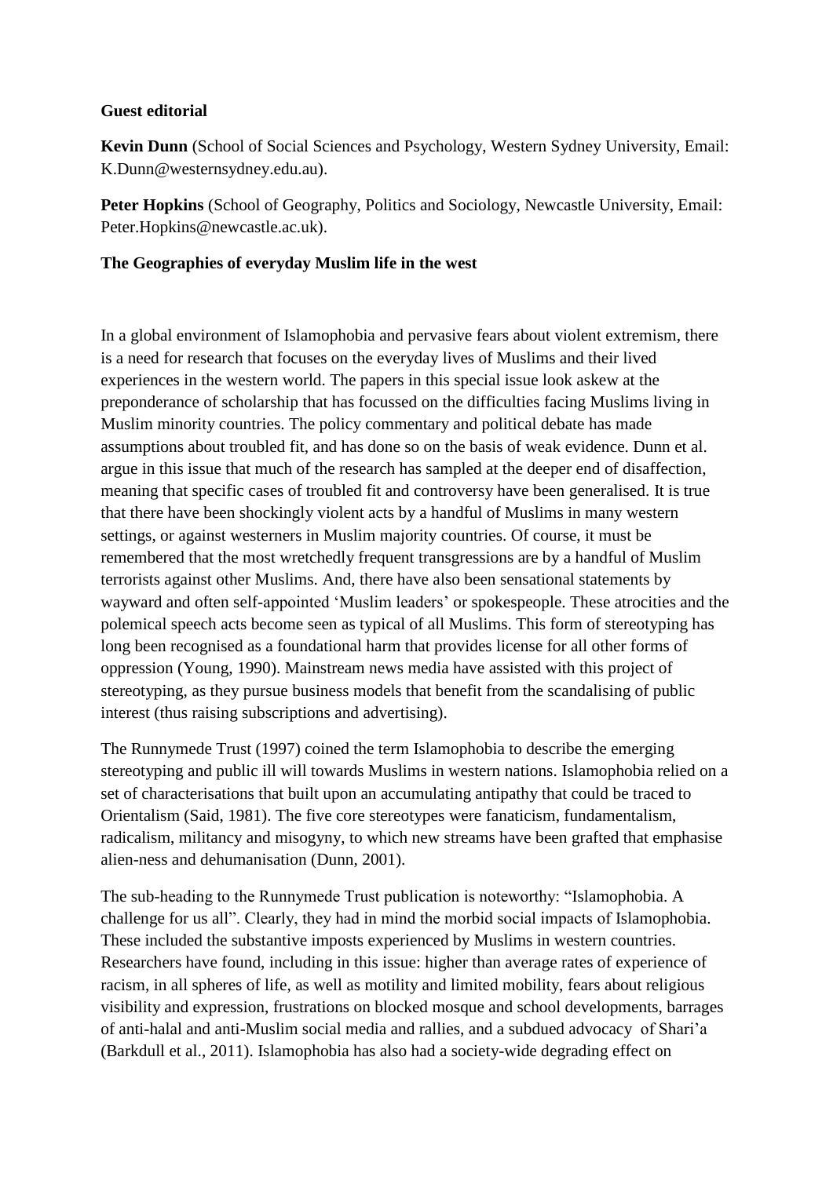**Guest editorial**

**Kevin Dunn** (School of Social Sciences and Psychology, Western Sydney University, Email: K.Dunn@westernsydney.edu.au).

**Peter Hopkins** (School of Geography, Politics and Sociology, Newcastle University, Email: Peter.Hopkins@newcastle.ac.uk).

**The Geographies of everyday Muslim life in the west**

In a global environment of Islamophobia and pervasive fears about violent extremism, there is a need for research that focuses on the everyday lives of Muslims and their lived experiences in the western world. The papers in this special issue look askew at the preponderance of scholarship that has focussed on the difficulties facing Muslims living in Muslim minority countries. The policy commentary and political debate has made assumptions about troubled fit, and has done so on the basis of weak evidence. Dunn et al. argue in this issue that much of the research has sampled at the deeper end of disaffection, meaning that specific cases of troubled fit and controversy have been generalised. It is true that there have been shockingly violent acts by a handful of Muslims in many western settings, or against westerners in Muslim majority countries. Of course, it must be remembered that the most wretchedly frequent transgressions are by a handful of Muslim terrorists against other Muslims. And, there have also been sensational statements by wayward and often self-appointed 'Muslim leaders' or spokespeople. These atrocities and the polemical speech acts become seen as typical of all Muslims. This form of stereotyping has long been recognised as a foundational harm that provides license for all other forms of oppression (Young, 1990). Mainstream news media have assisted with this project of stereotyping, as they pursue business models that benefit from the scandalising of public interest (thus raising subscriptions and advertising).

The Runnymede Trust (1997) coined the term Islamophobia to describe the emerging stereotyping and public ill will towards Muslims in western nations. Islamophobia relied on a set of characterisations that built upon an accumulating antipathy that could be traced to Orientalism (Said, 1981). The five core stereotypes were fanaticism, fundamentalism, radicalism, militancy and misogyny, to which new streams have been grafted that emphasise alien-ness and dehumanisation (Dunn, 2001).

The sub-heading to the Runnymede Trust publication is noteworthy: "Islamophobia. A challenge for us all". Clearly, they had in mind the morbid social impacts of Islamophobia. These included the substantive imposts experienced by Muslims in western countries. Researchers have found, including in this issue: higher than average rates of experience of racism, in all spheres of life, as well as motility and limited mobility, fears about religious visibility and expression, frustrations on blocked mosque and school developments, barrages of anti-halal and anti-Muslim social media and rallies, and a subdued advocacy of Shari'a (Barkdull et al., 2011). Islamophobia has also had a society-wide degrading effect on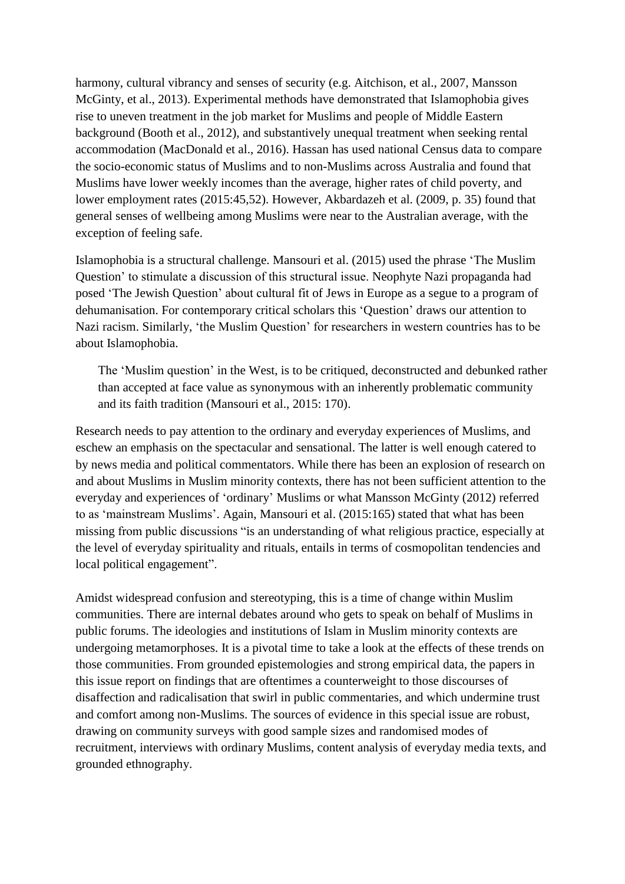harmony, cultural vibrancy and senses of security (e.g. Aitchison, et al., 2007, Mansson McGinty, et al., 2013). Experimental methods have demonstrated that Islamophobia gives rise to uneven treatment in the job market for Muslims and people of Middle Eastern background (Booth et al., 2012), and substantively unequal treatment when seeking rental accommodation (MacDonald et al., 2016). Hassan has used national Census data to compare the socio-economic status of Muslims and to non-Muslims across Australia and found that Muslims have lower weekly incomes than the average, higher rates of child poverty, and lower employment rates (2015:45,52). However, Akbardazeh et al. (2009, p. 35) found that general senses of wellbeing among Muslims were near to the Australian average, with the exception of feeling safe.

Islamophobia is a structural challenge. Mansouri et al. (2015) used the phrase 'The Muslim Question' to stimulate a discussion of this structural issue. Neophyte Nazi propaganda had posed 'The Jewish Question' about cultural fit of Jews in Europe as a segue to a program of dehumanisation. For contemporary critical scholars this 'Question' draws our attention to Nazi racism. Similarly, 'the Muslim Question' for researchers in western countries has to be about Islamophobia.

> The 'Muslim question' in the West, is to be critiqued, deconstructed and debunked rather than accepted at face value as synonymous with an inherently problematic community and its faith tradition (Mansouri et al., 2015: 170).

Research needs to pay attention to the ordinary and everyday experiences of Muslims, and eschew an emphasis on the spectacular and sensational. The latter is well enough catered to by news media and political commentators. While there has been an explosion of research on and about Muslims in Muslim minority contexts, there has not been sufficient attention to the everyday and experiences of 'ordinary' Muslims or what Mansson McGinty (2012) referred to as 'mainstream Muslims'. Again, Mansouri et al. (2015:165) stated that what has been missing from public discussions "is an understanding of what religious practice, especially at the level of everyday spirituality and rituals, entails in terms of cosmopolitan tendencies and local political engagement".

Amidst widespread confusion and stereotyping, this is a time of change within Muslim communities. There are internal debates around who gets to speak on behalf of Muslims in public forums. The ideologies and institutions of Islam in Muslim minority contexts are undergoing metamorphoses. It is a pivotal time to take a look at the effects of these trends on those communities. From grounded epistemologies and strong empirical data, the papers in this issue report on findings that are oftentimes a counterweight to those discourses of disaffection and radicalisation that swirl in public commentaries, and which undermine trust and comfort among non-Muslims. The sources of evidence in this special issue are robust, drawing on community surveys with good sample sizes and randomised modes of recruitment, interviews with ordinary Muslims, content analysis of everyday media texts, and grounded ethnography.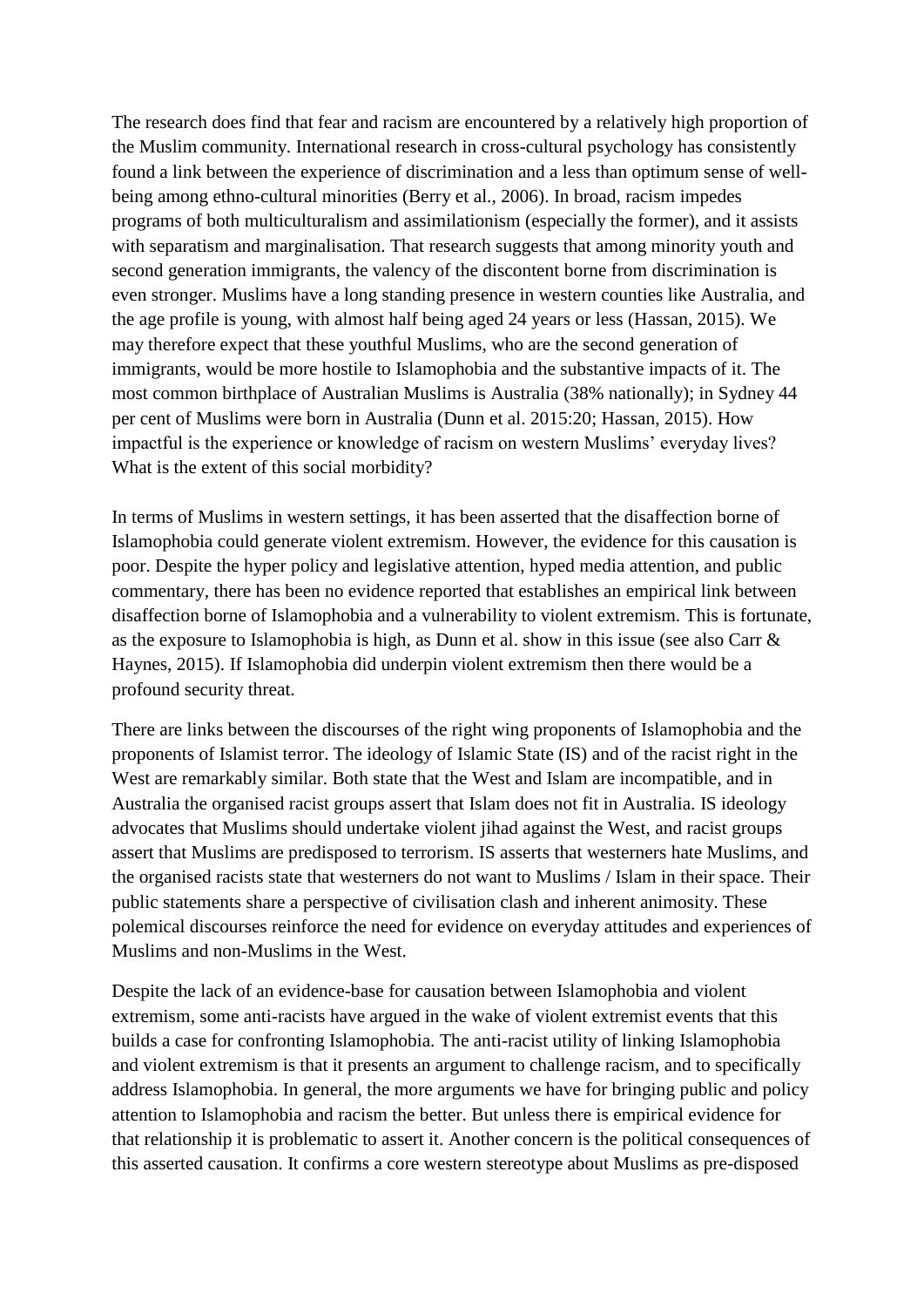The research does find that fear and racism are encountered by a relatively high proportion of the Muslim community. International research in cross-cultural psychology has consistently found a link between the experience of discrimination and a less than optimum sense of well-being among ethno-cultural minorities (Berry et al., 2006). In broad, racism impedes programs of both multiculturalism and assimilationism (especially the former), and it assists with separatism and marginalisation. That research suggests that among minority youth and second generation immigrants, the valency of the discontent borne from discrimination is even stronger. Muslims have a long standing presence in western counties like Australia, and the age profile is young, with almost half being aged 24 years or less (Hassan, 2015). We may therefore expect that these youthful Muslims, who are the second generation of immigrants, would be more hostile to Islamophobia and the substantive impacts of it. The most common birthplace of Australian Muslims is Australia (38% nationally); in Sydney 44 per cent of Muslims were born in Australia (Dunn et al. 2015:20; Hassan, 2015). How impactful is the experience or knowledge of racism on western Muslims' everyday lives? What is the extent of this social morbidity?

In terms of Muslims in western settings, it has been asserted that the disaffection borne of Islamophobia could generate violent extremism. However, the evidence for this causation is poor. Despite the hyper policy and legislative attention, hyped media attention, and public commentary, there has been no evidence reported that establishes an empirical link between disaffection borne of Islamophobia and a vulnerability to violent extremism. This is fortunate, as the exposure to Islamophobia is high, as Dunn et al. show in this issue (see also Carr & Haynes, 2015). If Islamophobia did underpin violent extremism then there would be a profound security threat.

There are links between the discourses of the right wing proponents of Islamophobia and the proponents of Islamist terror. The ideology of Islamic State (IS) and of the racist right in the West are remarkably similar. Both state that the West and Islam are incompatible, and in Australia the organised racist groups assert that Islam does not fit in Australia. IS ideology advocates that Muslims should undertake violent jihad against the West, and racist groups assert that Muslims are predisposed to terrorism. IS asserts that westerners hate Muslims, and the organised racists state that westerners do not want to Muslims / Islam in their space. Their public statements share a perspective of civilisation clash and inherent animosity. These polemical discourses reinforce the need for evidence on everyday attitudes and experiences of Muslims and non-Muslims in the West.

Despite the lack of an evidence-base for causation between Islamophobia and violent extremism, some anti-racists have argued in the wake of violent extremist events that this builds a case for confronting Islamophobia. The anti-racist utility of linking Islamophobia and violent extremism is that it presents an argument to challenge racism, and to specifically address Islamophobia. In general, the more arguments we have for bringing public and policy attention to Islamophobia and racism the better. But unless there is empirical evidence for that relationship it is problematic to assert it. Another concern is the political consequences of this asserted causation. It confirms a core western stereotype about Muslims as pre-disposed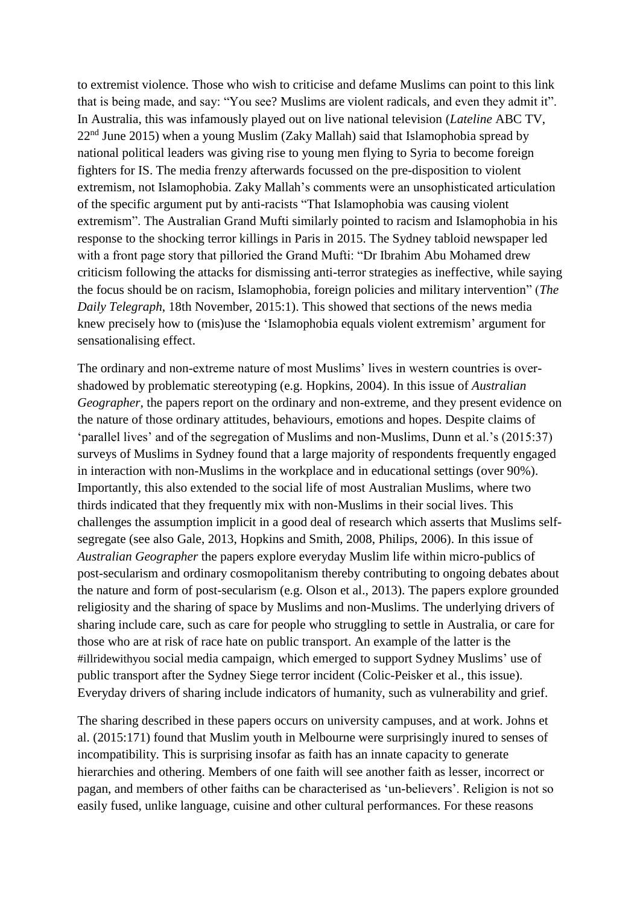to extremist violence. Those who wish to criticise and defame Muslims can point to this link that is being made, and say: "You see? Muslims are violent radicals, and even they admit it". In Australia, this was infamously played out on live national television (*Lateline* ABC TV, 22nd June 2015) when a young Muslim (Zaky Mallah) said that Islamophobia spread by national political leaders was giving rise to young men flying to Syria to become foreign fighters for IS. The media frenzy afterwards focussed on the pre-disposition to violent extremism, not Islamophobia. Zaky Mallah's comments were an unsophisticated articulation of the specific argument put by anti-racists "That Islamophobia was causing violent extremism". The Australian Grand Mufti similarly pointed to racism and Islamophobia in his response to the shocking terror killings in Paris in 2015. The Sydney tabloid newspaper led with a front page story that pilloried the Grand Mufti: "Dr Ibrahim Abu Mohamed drew criticism following the attacks for dismissing anti-terror strategies as ineffective, while saying the focus should be on racism, Islamophobia, foreign policies and military intervention" (*The Daily Telegraph*, 18th November, 2015:1). This showed that sections of the news media knew precisely how to (mis)use the 'Islamophobia equals violent extremism' argument for sensationalising effect.

The ordinary and non-extreme nature of most Muslims' lives in western countries is over-shadowed by problematic stereotyping (e.g. Hopkins, 2004). In this issue of *Australian Geographer*, the papers report on the ordinary and non-extreme, and they present evidence on the nature of those ordinary attitudes, behaviours, emotions and hopes. Despite claims of 'parallel lives' and of the segregation of Muslims and non-Muslims, Dunn et al.'s (2015:37) surveys of Muslims in Sydney found that a large majority of respondents frequently engaged in interaction with non-Muslims in the workplace and in educational settings (over 90%). Importantly, this also extended to the social life of most Australian Muslims, where two thirds indicated that they frequently mix with non-Muslims in their social lives. This challenges the assumption implicit in a good deal of research which asserts that Muslims self-segregate (see also Gale, 2013, Hopkins and Smith, 2008, Philips, 2006). In this issue of *Australian Geographer* the papers explore everyday Muslim life within micro-publics of post-secularism and ordinary cosmopolitanism thereby contributing to ongoing debates about the nature and form of post-secularism (e.g. Olson et al., 2013). The papers explore grounded religiosity and the sharing of space by Muslims and non-Muslims. The underlying drivers of sharing include care, such as care for people who struggling to settle in Australia, or care for those who are at risk of race hate on public transport. An example of the latter is the #illridewithyou social media campaign, which emerged to support Sydney Muslims' use of public transport after the Sydney Siege terror incident (Colic-Peisker et al., this issue). Everyday drivers of sharing include indicators of humanity, such as vulnerability and grief.

The sharing described in these papers occurs on university campuses, and at work. Johns et al. (2015:171) found that Muslim youth in Melbourne were surprisingly inured to senses of incompatibility. This is surprising insofar as faith has an innate capacity to generate hierarchies and othering. Members of one faith will see another faith as lesser, incorrect or pagan, and members of other faiths can be characterised as 'un-believers'. Religion is not so easily fused, unlike language, cuisine and other cultural performances. For these reasons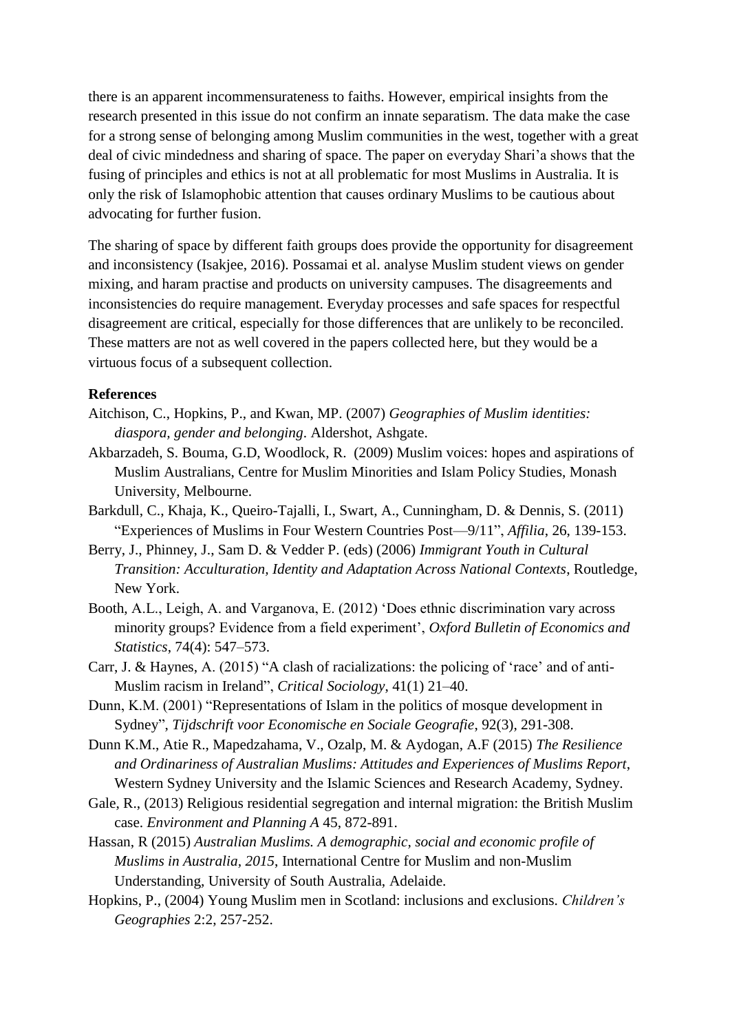there is an apparent incommensurateness to faiths. However, empirical insights from the research presented in this issue do not confirm an innate separatism. The data make the case for a strong sense of belonging among Muslim communities in the west, together with a great deal of civic mindedness and sharing of space. The paper on everyday Shari'a shows that the fusing of principles and ethics is not at all problematic for most Muslims in Australia. It is only the risk of Islamophobic attention that causes ordinary Muslims to be cautious about advocating for further fusion.

The sharing of space by different faith groups does provide the opportunity for disagreement and inconsistency (Isakjee, 2016). Possamai et al. analyse Muslim student views on gender mixing, and haram practise and products on university campuses. The disagreements and inconsistencies do require management. Everyday processes and safe spaces for respectful disagreement are critical, especially for those differences that are unlikely to be reconciled. These matters are not as well covered in the papers collected here, but they would be a virtuous focus of a subsequent collection.

**References**

Aitchison, C., Hopkins, P., and Kwan, MP. (2007) *Geographies of Muslim identities: diaspora, gender and belonging*. Aldershot, Ashgate.

Akbarzadeh, S. Bouma, G.D, Woodlock, R. (2009) Muslim voices: hopes and aspirations of Muslim Australians, Centre for Muslim Minorities and Islam Policy Studies, Monash University, Melbourne.

Barkdull, C., Khaja, K., Queiro-Tajalli, I., Swart, A., Cunningham, D. & Dennis, S. (2011) "Experiences of Muslims in Four Western Countries Post—9/11", *Affilia*, 26, 139-153.

Berry, J., Phinney, J., Sam D. & Vedder P. (eds) (2006) *Immigrant Youth in Cultural Transition: Acculturation, Identity and Adaptation Across National Contexts*, Routledge, New York.

Booth, A.L., Leigh, A. and Varganova, E. (2012) 'Does ethnic discrimination vary across minority groups? Evidence from a field experiment', *Oxford Bulletin of Economics and Statistics*, 74(4): 547–573.

Carr, J. & Haynes, A. (2015) "A clash of racializations: the policing of 'race' and of anti-Muslim racism in Ireland", *Critical Sociology*, 41(1) 21–40.

Dunn, K.M. (2001) "Representations of Islam in the politics of mosque development in Sydney", *Tijdschrift voor Economische en Sociale Geografie*, 92(3), 291-308.

Dunn K.M., Atie R., Mapedzahama, V., Ozalp, M. & Aydogan, A.F (2015) *The Resilience and Ordinariness of Australian Muslims: Attitudes and Experiences of Muslims Report*, Western Sydney University and the Islamic Sciences and Research Academy, Sydney.

Gale, R., (2013) Religious residential segregation and internal migration: the British Muslim case. *Environment and Planning A* 45, 872-891.

Hassan, R (2015) *Australian Muslims. A demographic, social and economic profile of Muslims in Australia, 2015*, International Centre for Muslim and non-Muslim Understanding, University of South Australia, Adelaide.

Hopkins, P., (2004) Young Muslim men in Scotland: inclusions and exclusions. *Children's Geographies* 2:2, 257-252.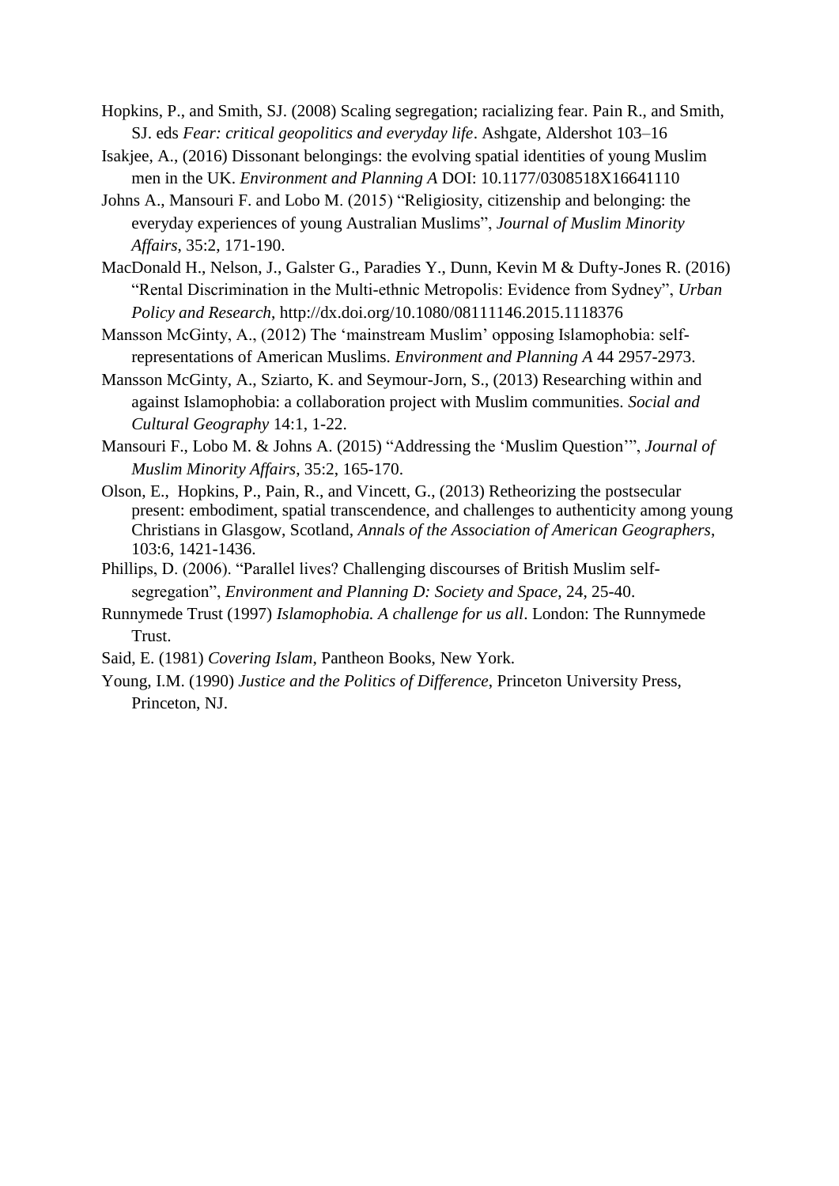Hopkins, P., and Smith, SJ. (2008) Scaling segregation; racializing fear. Pain R., and Smith, SJ. eds *Fear: critical geopolitics and everyday life*. Ashgate, Aldershot 103–16

Isakjee, A., (2016) Dissonant belongings: the evolving spatial identities of young Muslim men in the UK. *Environment and Planning A* DOI: 10.1177/0308518X16641110

Johns A., Mansouri F. and Lobo M. (2015) "Religiosity, citizenship and belonging: the everyday experiences of young Australian Muslims", *Journal of Muslim Minority Affairs*, 35:2, 171-190.

MacDonald H., Nelson, J., Galster G., Paradies Y., Dunn, Kevin M & Dufty-Jones R. (2016) "Rental Discrimination in the Multi-ethnic Metropolis: Evidence from Sydney", *Urban Policy and Research*, http://dx.doi.org/10.1080/08111146.2015.1118376

Mansson McGinty, A., (2012) The 'mainstream Muslim' opposing Islamophobia: self-representations of American Muslims. *Environment and Planning A* 44 2957-2973.

Mansson McGinty, A., Sziarto, K. and Seymour-Jorn, S., (2013) Researching within and against Islamophobia: a collaboration project with Muslim communities. *Social and Cultural Geography* 14:1, 1-22.

Mansouri F., Lobo M. & Johns A. (2015) "Addressing the 'Muslim Question'", *Journal of Muslim Minority Affairs*, 35:2, 165-170.

Olson, E., Hopkins, P., Pain, R., and Vincett, G., (2013) Retheorizing the postsecular present: embodiment, spatial transcendence, and challenges to authenticity among young Christians in Glasgow, Scotland, *Annals of the Association of American Geographers*, 103:6, 1421-1436.

Phillips, D. (2006). "Parallel lives? Challenging discourses of British Muslim self-segregation", *Environment and Planning D: Society and Space*, 24, 25-40.

Runnymede Trust (1997) *Islamophobia. A challenge for us all*. London: The Runnymede Trust.

Said, E. (1981) *Covering Islam*, Pantheon Books, New York.

Young, I.M. (1990) *Justice and the Politics of Difference*, Princeton University Press, Princeton, NJ.